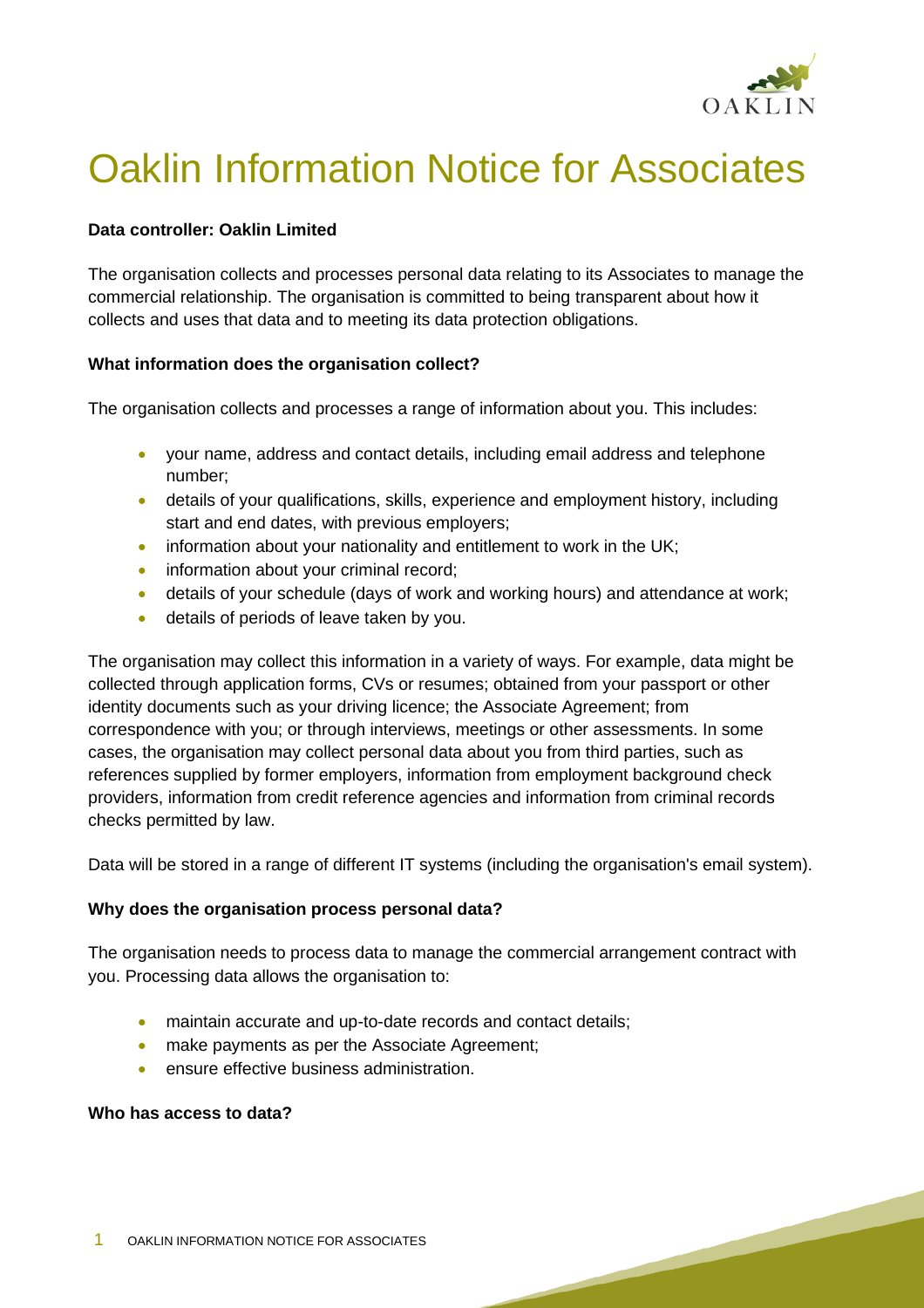# Oaklin Information Notice for Associates

**Data controller: Oaklin Limited**

The organisation collects and processes personal data relating to its Associates to manage the commercial relationship. The organisation is committed to being transparent about how it collects and uses that data and to meeting its data protection obligations.

**What information does the organisation collect?**

The organisation collects and processes a range of information about you. This includes:

- your name, address and contact details, including email address and telephone number;
- details of your qualifications, skills, experience and employment history, including start and end dates, with previous employers;
- information about your nationality and entitlement to work in the UK;
- information about your criminal record;
- details of your schedule (days of work and working hours) and attendance at work;
- details of periods of leave taken by you.

The organisation may collect this information in a variety of ways. For example, data might be collected through application forms, CVs or resumes; obtained from your passport or other identity documents such as your driving licence; the Associate Agreement; from correspondence with you; or through interviews, meetings or other assessments. In some cases, the organisation may collect personal data about you from third parties, such as references supplied by former employers, information from employment background check providers, information from credit reference agencies and information from criminal records checks permitted by law.

Data will be stored in a range of different IT systems (including the organisation's email system).

**Why does the organisation process personal data?**

The organisation needs to process data to manage the commercial arrangement contract with you. Processing data allows the organisation to:

- maintain accurate and up-to-date records and contact details;
- make payments as per the Associate Agreement;
- ensure effective business administration.

**Who has access to data?**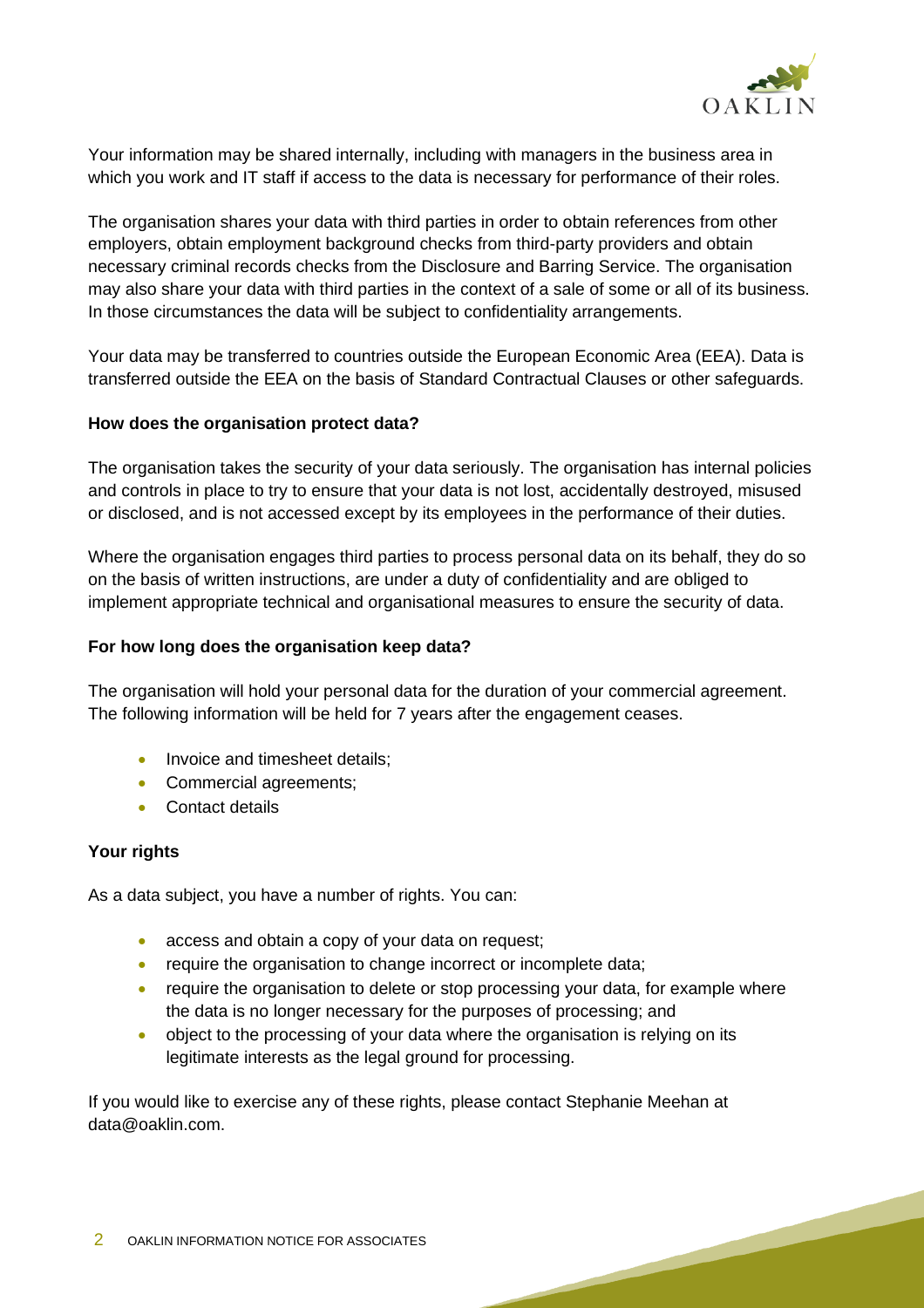Your information may be shared internally, including with managers in the business area in which you work and IT staff if access to the data is necessary for performance of their roles.

The organisation shares your data with third parties in order to obtain references from other employers, obtain employment background checks from third-party providers and obtain necessary criminal records checks from the Disclosure and Barring Service. The organisation may also share your data with third parties in the context of a sale of some or all of its business. In those circumstances the data will be subject to confidentiality arrangements.

Your data may be transferred to countries outside the European Economic Area (EEA). Data is transferred outside the EEA on the basis of Standard Contractual Clauses or other safeguards.

**How does the organisation protect data?**

The organisation takes the security of your data seriously. The organisation has internal policies and controls in place to try to ensure that your data is not lost, accidentally destroyed, misused or disclosed, and is not accessed except by its employees in the performance of their duties.

Where the organisation engages third parties to process personal data on its behalf, they do so on the basis of written instructions, are under a duty of confidentiality and are obliged to implement appropriate technical and organisational measures to ensure the security of data.

**For how long does the organisation keep data?**

The organisation will hold your personal data for the duration of your commercial agreement. The following information will be held for 7 years after the engagement ceases.

- Invoice and timesheet details;
- Commercial agreements;
- Contact details

**Your rights**

As a data subject, you have a number of rights. You can:

- access and obtain a copy of your data on request;
- require the organisation to change incorrect or incomplete data;
- require the organisation to delete or stop processing your data, for example where the data is no longer necessary for the purposes of processing; and
- object to the processing of your data where the organisation is relying on its legitimate interests as the legal ground for processing.

If you would like to exercise any of these rights, please contact Stephanie Meehan at data@oaklin.com.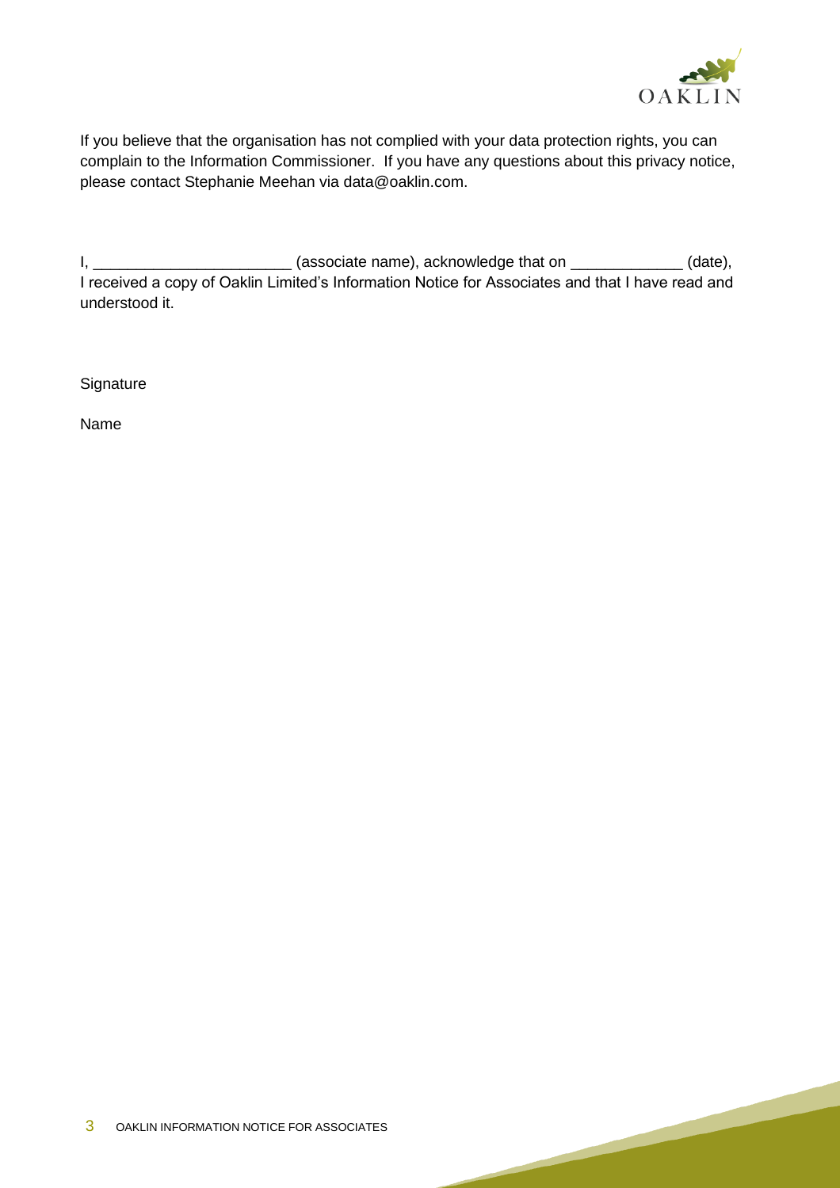If you believe that the organisation has not complied with your data protection rights, you can complain to the Information Commissioner. If you have any questions about this privacy notice, please contact Stephanie Meehan via data@oaklin.com.

I, _______________________ (associate name), acknowledge that on _____________ (date), I received a copy of Oaklin Limited's Information Notice for Associates and that I have read and understood it.

Signature

Name